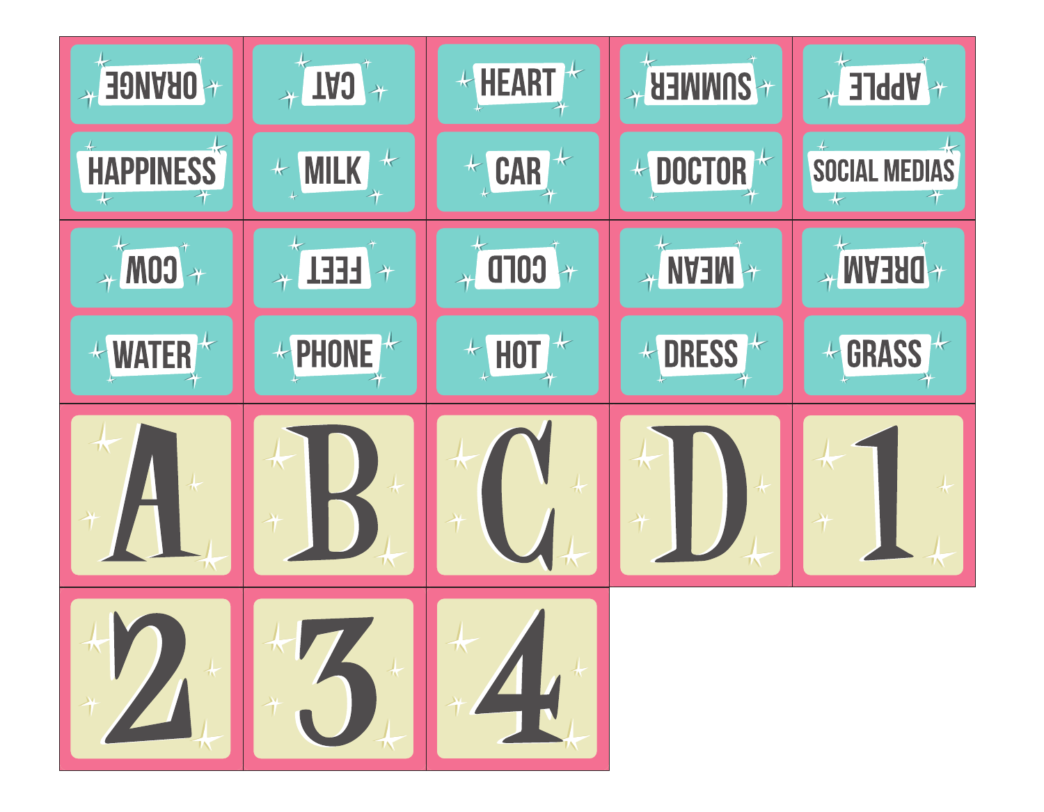| | | | | |
|---|---|---|---|---|
| ORANGE / HAPPINESS | CAT / MILK | HEART / CAR | SUMMER / DOCTOR | APPLE / SOCIAL MEDIAS |
| COW / WATER | FEET / PHONE | COLD / HOT | MEAN / DRESS | DREAM / GRASS |
| A | B | C | D | 1 |
| 2 | 3 | 4 | | |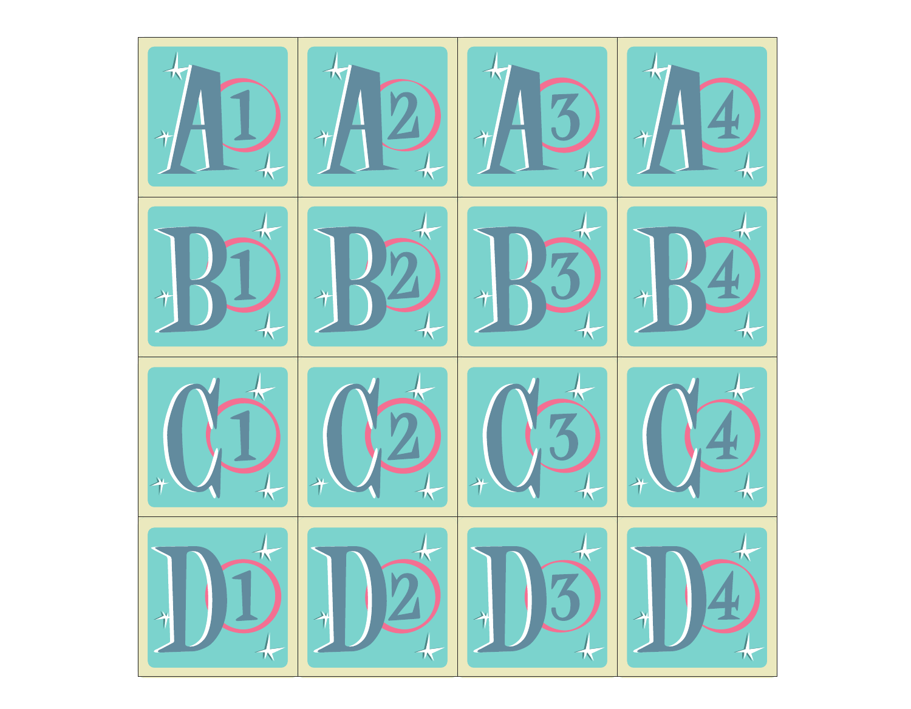| | | | |
|---|---|---|---|
| A1 | A2 | A3 | A4 |
| B1 | B2 | B3 | B4 |
| C1 | C2 | C3 | C4 |
| D1 | D2 | D3 | D4 |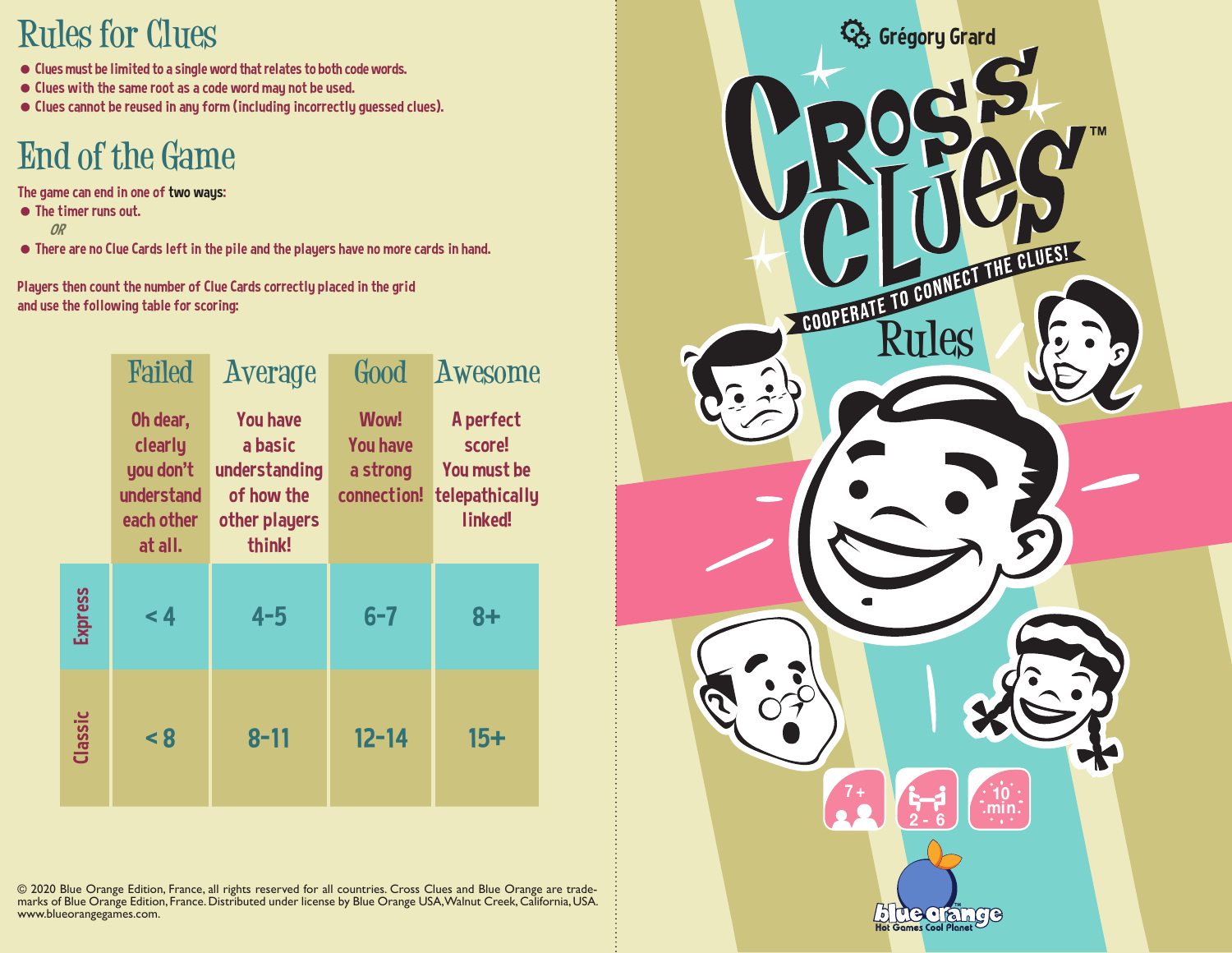## Rules for Clues

- Clues must be limited to a single word that relates to both code words.
- Clues with the same root as a code word may not be used.
- Clues cannot be reused in any form (including incorrectly guessed clues).

## End of the Game

The game can end in one of **two ways**:

- The timer runs out.

  *OR*

- There are no Clue Cards left in the pile and the players have no more cards in hand.

Players then count the number of Clue Cards correctly placed in the grid and use the following table for scoring:

| | Failed | Average | Good | Awesome |
|---|---|---|---|---|
| | Oh dear, clearly you don't understand each other at all. | You have a basic understanding of how the other players think! | Wow! You have a strong connection! | A perfect score! You must be telepathically linked! |
| Express | < 4 | 4-5 | 6-7 | 8+ |
| Classic | < 8 | 8-11 | 12-14 | 15+ |

© 2020 Blue Orange Edition, France, all rights reserved for all countries. Cross Clues and Blue Orange are trademarks of Blue Orange Edition, France. Distributed under license by Blue Orange USA, Walnut Creek, California, USA. www.blueorangegames.com.

Grégory Grard

# Cross Clues™

COOPERATE TO CONNECT THE CLUES!

## Rules

7+ | 2 - 6 | 10 min.

blue orange™ Hot Games Cool Planet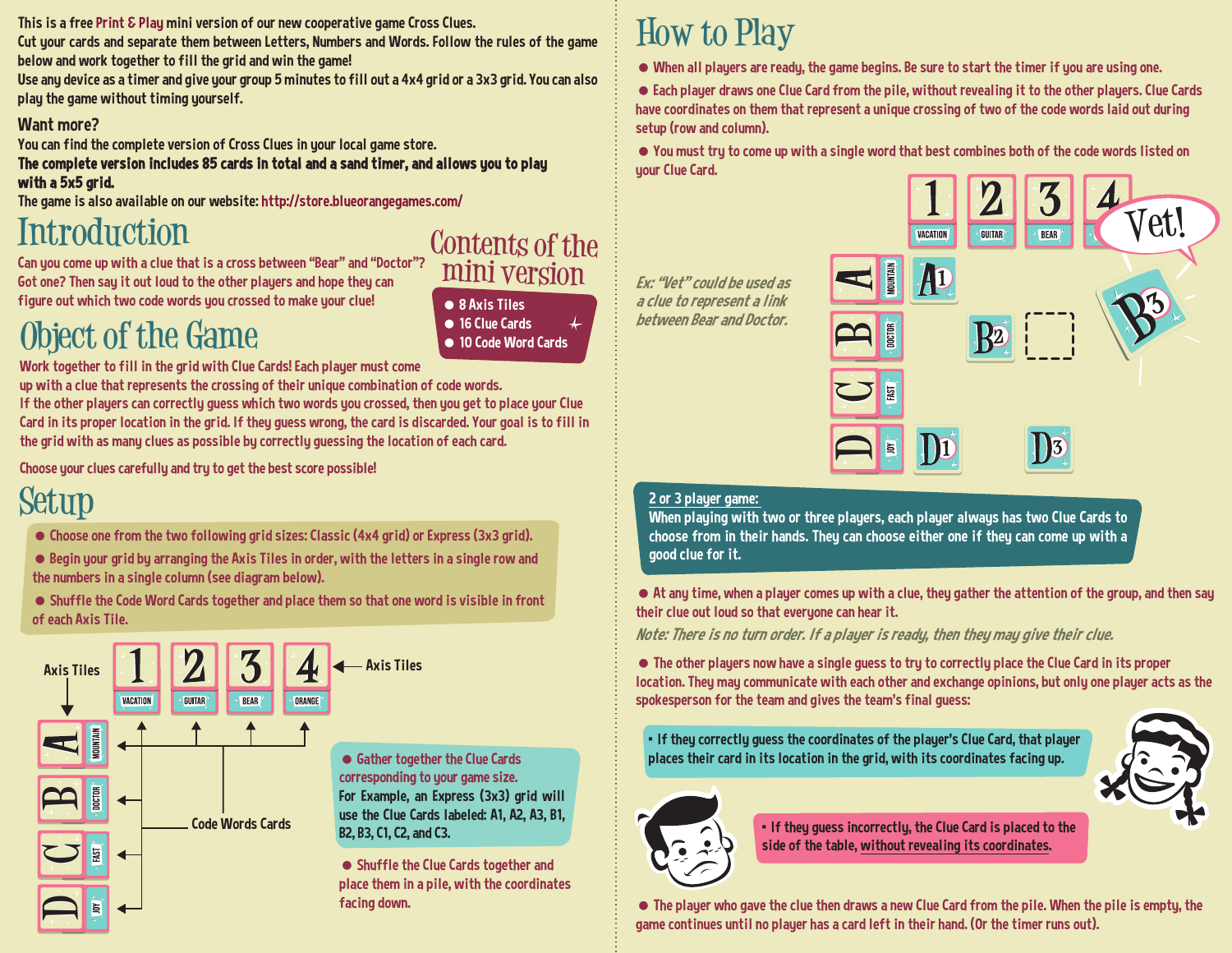This is a free Print & Play mini version of our new cooperative game Cross Clues.
Cut your cards and separate them between Letters, Numbers and Words. Follow the rules of the game below and work together to fill the grid and win the game!
Use any device as a timer and give your group 5 minutes to fill out a 4x4 grid or a 3x3 grid. You can also play the game without timing yourself.

## Want more?

You can find the complete version of Cross Clues in your local game store.
**The complete version includes 85 cards in total and a sand timer, and allows you to play with a 5x5 grid.**
The game is also available on our website: http://store.blueorangegames.com/

# Introduction

Can you come up with a clue that is a cross between "Bear" and "Doctor"? Got one? Then say it out loud to the other players and hope they can figure out which two code words you crossed to make your clue!

## Contents of the mini version

- 8 Axis Tiles
- 16 Clue Cards
- 10 Code Word Cards

# Object of the Game

Work together to fill in the grid with Clue Cards! Each player must come up with a clue that represents the crossing of their unique combination of code words.
If the other players can correctly guess which two words you crossed, then you get to place your Clue Card in its proper location in the grid. If they guess wrong, the card is discarded. Your goal is to fill in the grid with as many clues as possible by correctly guessing the location of each card.

Choose your clues carefully and try to get the best score possible!

# Setup

- Choose one from the two following grid sizes: Classic (4x4 grid) or Express (3x3 grid).
- Begin your grid by arranging the Axis Tiles in order, with the letters in a single row and the numbers in a single column (see diagram below).
- Shuffle the Code Word Cards together and place them so that one word is visible in front of each Axis Tile.

Axis Tiles
1 VACATION
2 GUITAR
3 BEAR
4 ORANGE
Axis Tiles
A MOUNTAIN
B DOCTOR
C FAST
D JOY
Code Words Cards

- Gather together the Clue Cards corresponding to your game size.
For Example, an Express (3x3) grid will use the Clue Cards labeled: A1, A2, A3, B1, B2, B3, C1, C2, and C3.
- Shuffle the Clue Cards together and place them in a pile, with the coordinates facing down.

# How to Play

- When all players are ready, the game begins. Be sure to start the timer if you are using one.
- Each player draws one Clue Card from the pile, without revealing it to the other players. Clue Cards have coordinates on them that represent a unique crossing of two of the code words laid out during setup (row and column).
- You must try to come up with a single word that best combines both of the code words listed on your Clue Card.

1 VACATION
2 GUITAR
3 BEAR
4
Vet!
A MOUNTAIN
B DOCTOR
C FAST
D JOY
A1
B2
B3
D1
D3

*Ex: "Vet" could be used as a clue to represent a link between Bear and Doctor.*

**2 or 3 player game:**
When playing with two or three players, each player always has two Clue Cards to choose from in their hands. They can choose either one if they can come up with a good clue for it.

- At any time, when a player comes up with a clue, they gather the attention of the group, and then say their clue out loud so that everyone can hear it.

*Note: There is no turn order. If a player is ready, then they may give their clue.*

- The other players now have a single guess to try to correctly place the Clue Card in its proper location. They may communicate with each other and exchange opinions, but only one player acts as the spokesperson for the team and gives the team's final guess:

  - If they correctly guess the coordinates of the player's Clue Card, that player places their card in its location in the grid, with its coordinates facing up.
  - If they guess incorrectly, the Clue Card is placed to the side of the table, without revealing its coordinates.

- The player who gave the clue then draws a new Clue Card from the pile. When the pile is empty, the game continues until no player has a card left in their hand. (Or the timer runs out).